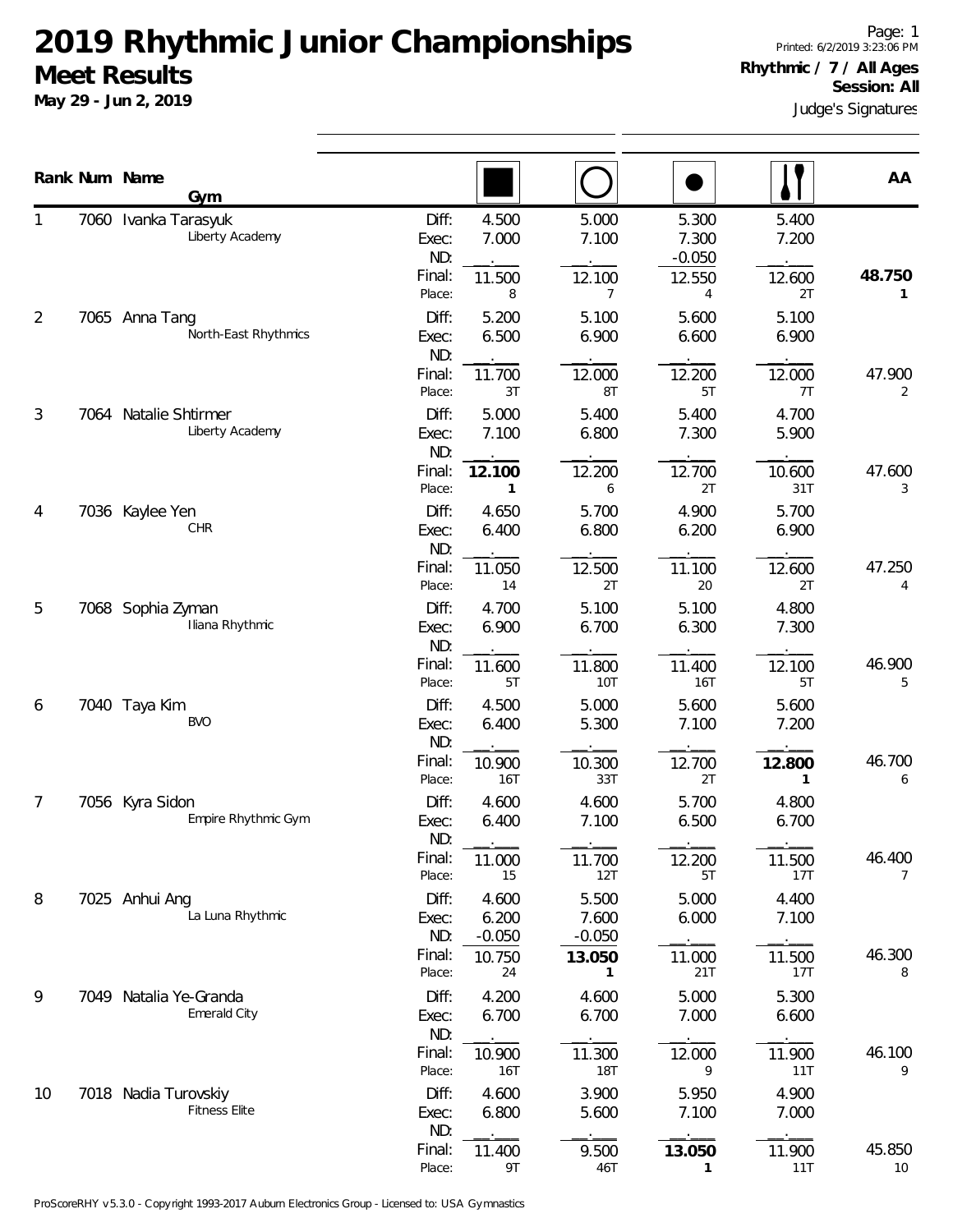# 2019 Rhythmic Junior Championships

## Meet Results

**May 29 - Jun 2, 2019**

Page: 1
Printed: 6/2/2019 3:23:06 PM

**Rhythmic / 7 / All Ages**
**Session: All**
Judge's Signatures

| Rank | Num | Name / Gym | | Rope | Hoop | Ball | Clubs | AA |
|---|---|---|---|---|---|---|---|---|
| 1 | 7060 | Ivanka Tarasyuk / Liberty Academy | Diff: | 4.500 | 5.000 | 5.300 | 5.400 | |
| | | | Exec: | 7.000 | 7.100 | 7.300 | 7.200 | |
| | | | ND: | . | . | -0.050 | . | |
| | | | Final: | 11.500 | 12.100 | 12.550 | 12.600 | **48.750** |
| | | | Place: | 8 | 7 | 4 | 2T | **1** |
| 2 | 7065 | Anna Tang / North-East Rhythmics | Diff: | 5.200 | 5.100 | 5.600 | 5.100 | |
| | | | Exec: | 6.500 | 6.900 | 6.600 | 6.900 | |
| | | | ND: | . | . | . | . | |
| | | | Final: | 11.700 | 12.000 | 12.200 | 12.000 | 47.900 |
| | | | Place: | 3T | 8T | 5T | 7T | 2 |
| 3 | 7064 | Natalie Shtirmer / Liberty Academy | Diff: | 5.000 | 5.400 | 5.400 | 4.700 | |
| | | | Exec: | 7.100 | 6.800 | 7.300 | 5.900 | |
| | | | ND: | . | . | . | . | |
| | | | Final: | **12.100** | 12.200 | 12.700 | 10.600 | 47.600 |
| | | | Place: | **1** | 6 | 2T | 31T | 3 |
| 4 | 7036 | Kaylee Yen / CHR | Diff: | 4.650 | 5.700 | 4.900 | 5.700 | |
| | | | Exec: | 6.400 | 6.800 | 6.200 | 6.900 | |
| | | | ND: | . | . | . | . | |
| | | | Final: | 11.050 | 12.500 | 11.100 | 12.600 | 47.250 |
| | | | Place: | 14 | 2T | 20 | 2T | 4 |
| 5 | 7068 | Sophia Zyman / Iliana Rhythmic | Diff: | 4.700 | 5.100 | 5.100 | 4.800 | |
| | | | Exec: | 6.900 | 6.700 | 6.300 | 7.300 | |
| | | | ND: | . | . | . | . | |
| | | | Final: | 11.600 | 11.800 | 11.400 | 12.100 | 46.900 |
| | | | Place: | 5T | 10T | 16T | 5T | 5 |
| 6 | 7040 | Taya Kim / BVO | Diff: | 4.500 | 5.000 | 5.600 | 5.600 | |
| | | | Exec: | 6.400 | 5.300 | 7.100 | 7.200 | |
| | | | ND: | . | . | . | . | |
| | | | Final: | 10.900 | 10.300 | 12.700 | **12.800** | 46.700 |
| | | | Place: | 16T | 33T | 2T | **1** | 6 |
| 7 | 7056 | Kyra Sidon / Empire Rhythmic Gym | Diff: | 4.600 | 4.600 | 5.700 | 4.800 | |
| | | | Exec: | 6.400 | 7.100 | 6.500 | 6.700 | |
| | | | ND: | . | . | . | . | |
| | | | Final: | 11.000 | 11.700 | 12.200 | 11.500 | 46.400 |
| | | | Place: | 15 | 12T | 5T | 17T | 7 |
| 8 | 7025 | Anhui Ang / La Luna Rhythmic | Diff: | 4.600 | 5.500 | 5.000 | 4.400 | |
| | | | Exec: | 6.200 | 7.600 | 6.000 | 7.100 | |
| | | | ND: | -0.050 | -0.050 | . | . | |
| | | | Final: | 10.750 | **13.050** | 11.000 | 11.500 | 46.300 |
| | | | Place: | 24 | **1** | 21T | 17T | 8 |
| 9 | 7049 | Natalia Ye-Granda / Emerald City | Diff: | 4.200 | 4.600 | 5.000 | 5.300 | |
| | | | Exec: | 6.700 | 6.700 | 7.000 | 6.600 | |
| | | | ND: | . | . | . | . | |
| | | | Final: | 10.900 | 11.300 | 12.000 | 11.900 | 46.100 |
| | | | Place: | 16T | 18T | 9 | 11T | 9 |
| 10 | 7018 | Nadia Turovskiy / Fitness Elite | Diff: | 4.600 | 3.900 | 5.950 | 4.900 | |
| | | | Exec: | 6.800 | 5.600 | 7.100 | 7.000 | |
| | | | ND: | . | . | . | . | |
| | | | Final: | 11.400 | 9.500 | **13.050** | 11.900 | 45.850 |
| | | | Place: | 9T | 46T | **1** | 11T | 10 |

ProScoreRHY v5.3.0 - Copyright 1993-2017 Auburn Electronics Group - Licensed to: USA Gymnastics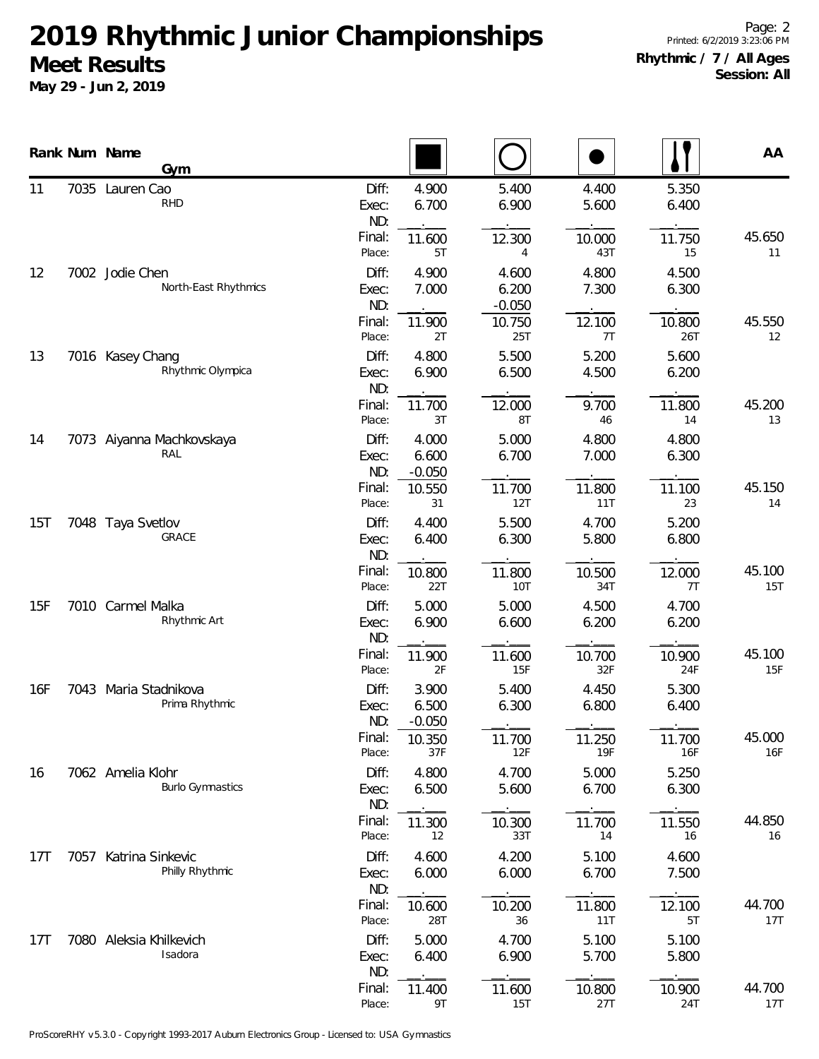# 2019 Rhythmic Junior Championships

## Meet Results

**May 29 - Jun 2, 2019**

**Rhythmic / 7 / All Ages**
**Session: All**

| Rank | Num | Name / Gym | | Rope | Hoop | Ball | Clubs | AA |
|---|---|---|---|---|---|---|---|---|
| 11 | 7035 | Lauren Cao | Diff: | 4.900 | 5.400 | 4.400 | 5.350 | |
| | | RHD | Exec: | 6.700 | 6.900 | 5.600 | 6.400 | |
| | | | ND: | | | | | |
| | | | Final: | 11.600 | 12.300 | 10.000 | 11.750 | 45.650 |
| | | | Place: | 5T | 4 | 43T | 15 | 11 |
| 12 | 7002 | Jodie Chen | Diff: | 4.900 | 4.600 | 4.800 | 4.500 | |
| | | North-East Rhythmics | Exec: | 7.000 | 6.200 | 7.300 | 6.300 | |
| | | | ND: | | -0.050 | | | |
| | | | Final: | 11.900 | 10.750 | 12.100 | 10.800 | 45.550 |
| | | | Place: | 2T | 25T | 7T | 26T | 12 |
| 13 | 7016 | Kasey Chang | Diff: | 4.800 | 5.500 | 5.200 | 5.600 | |
| | | Rhythmic Olympica | Exec: | 6.900 | 6.500 | 4.500 | 6.200 | |
| | | | ND: | | | | | |
| | | | Final: | 11.700 | 12.000 | 9.700 | 11.800 | 45.200 |
| | | | Place: | 3T | 8T | 46 | 14 | 13 |
| 14 | 7073 | Aiyanna Machkovskaya | Diff: | 4.000 | 5.000 | 4.800 | 4.800 | |
| | | RAL | Exec: | 6.600 | 6.700 | 7.000 | 6.300 | |
| | | | ND: | -0.050 | | | | |
| | | | Final: | 10.550 | 11.700 | 11.800 | 11.100 | 45.150 |
| | | | Place: | 31 | 12T | 11T | 23 | 14 |
| 15T | 7048 | Taya Svetlov | Diff: | 4.400 | 5.500 | 4.700 | 5.200 | |
| | | GRACE | Exec: | 6.400 | 6.300 | 5.800 | 6.800 | |
| | | | ND: | | | | | |
| | | | Final: | 10.800 | 11.800 | 10.500 | 12.000 | 45.100 |
| | | | Place: | 22T | 10T | 34T | 7T | 15T |
| 15F | 7010 | Carmel Malka | Diff: | 5.000 | 5.000 | 4.500 | 4.700 | |
| | | Rhythmic Art | Exec: | 6.900 | 6.600 | 6.200 | 6.200 | |
| | | | ND: | | | | | |
| | | | Final: | 11.900 | 11.600 | 10.700 | 10.900 | 45.100 |
| | | | Place: | 2F | 15F | 32F | 24F | 15F |
| 16F | 7043 | Maria Stadnikova | Diff: | 3.900 | 5.400 | 4.450 | 5.300 | |
| | | Prima Rhythmic | Exec: | 6.500 | 6.300 | 6.800 | 6.400 | |
| | | | ND: | -0.050 | | | | |
| | | | Final: | 10.350 | 11.700 | 11.250 | 11.700 | 45.000 |
| | | | Place: | 37F | 12F | 19F | 16F | 16F |
| 16 | 7062 | Amelia Klohr | Diff: | 4.800 | 4.700 | 5.000 | 5.250 | |
| | | Burlo Gymnastics | Exec: | 6.500 | 5.600 | 6.700 | 6.300 | |
| | | | ND: | | | | | |
| | | | Final: | 11.300 | 10.300 | 11.700 | 11.550 | 44.850 |
| | | | Place: | 12 | 33T | 14 | 16 | 16 |
| 17T | 7057 | Katrina Sinkevic | Diff: | 4.600 | 4.200 | 5.100 | 4.600 | |
| | | Philly Rhythmic | Exec: | 6.000 | 6.000 | 6.700 | 7.500 | |
| | | | ND: | | | | | |
| | | | Final: | 10.600 | 10.200 | 11.800 | 12.100 | 44.700 |
| | | | Place: | 28T | 36 | 11T | 5T | 17T |
| 17T | 7080 | Aleksia Khilkevich | Diff: | 5.000 | 4.700 | 5.100 | 5.100 | |
| | | Isadora | Exec: | 6.400 | 6.900 | 5.700 | 5.800 | |
| | | | ND: | | | | | |
| | | | Final: | 11.400 | 11.600 | 10.800 | 10.900 | 44.700 |
| | | | Place: | 9T | 15T | 27T | 24T | 17T |

ProScoreRHY v5.3.0 - Copyright 1993-2017 Auburn Electronics Group - Licensed to: USA Gymnastics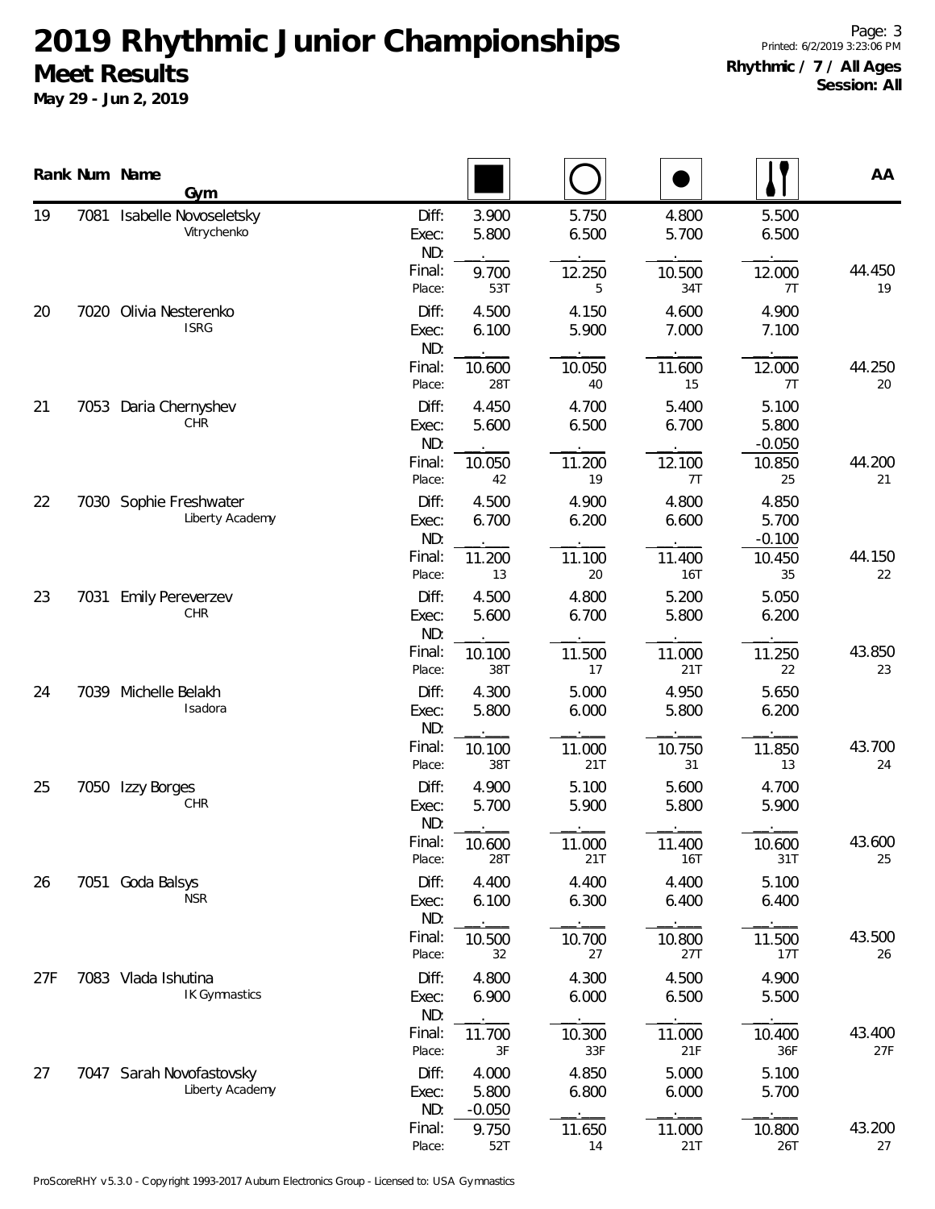# 2019 Rhythmic Junior Championships

## Meet Results

**May 29 - Jun 2, 2019**

**Rhythmic / 7 / All Ages**
**Session: All**

| Rank | Num | Name / Gym | | Rope | Hoop | Ball | Clubs | AA |
|---|---|---|---|---|---|---|---|---|
| 19 | 7081 | Isabelle Novoseletsky | Diff: | 3.900 | 5.750 | 4.800 | 5.500 | |
| | | Vitrychenko | Exec: | 5.800 | 6.500 | 5.700 | 6.500 | |
| | | | ND: | | | | | |
| | | | Final: | 9.700 | 12.250 | 10.500 | 12.000 | 44.450 |
| | | | Place: | 53T | 5 | 34T | 7T | 19 |
| 20 | 7020 | Olivia Nesterenko | Diff: | 4.500 | 4.150 | 4.600 | 4.900 | |
| | | ISRG | Exec: | 6.100 | 5.900 | 7.000 | 7.100 | |
| | | | ND: | | | | | |
| | | | Final: | 10.600 | 10.050 | 11.600 | 12.000 | 44.250 |
| | | | Place: | 28T | 40 | 15 | 7T | 20 |
| 21 | 7053 | Daria Chernyshev | Diff: | 4.450 | 4.700 | 5.400 | 5.100 | |
| | | CHR | Exec: | 5.600 | 6.500 | 6.700 | 5.800 | |
| | | | ND: | | | | -0.050 | |
| | | | Final: | 10.050 | 11.200 | 12.100 | 10.850 | 44.200 |
| | | | Place: | 42 | 19 | 7T | 25 | 21 |
| 22 | 7030 | Sophie Freshwater | Diff: | 4.500 | 4.900 | 4.800 | 4.850 | |
| | | Liberty Academy | Exec: | 6.700 | 6.200 | 6.600 | 5.700 | |
| | | | ND: | | | | -0.100 | |
| | | | Final: | 11.200 | 11.100 | 11.400 | 10.450 | 44.150 |
| | | | Place: | 13 | 20 | 16T | 35 | 22 |
| 23 | 7031 | Emily Pereverzev | Diff: | 4.500 | 4.800 | 5.200 | 5.050 | |
| | | CHR | Exec: | 5.600 | 6.700 | 5.800 | 6.200 | |
| | | | ND: | | | | | |
| | | | Final: | 10.100 | 11.500 | 11.000 | 11.250 | 43.850 |
| | | | Place: | 38T | 17 | 21T | 22 | 23 |
| 24 | 7039 | Michelle Belakh | Diff: | 4.300 | 5.000 | 4.950 | 5.650 | |
| | | Isadora | Exec: | 5.800 | 6.000 | 5.800 | 6.200 | |
| | | | ND: | | | | | |
| | | | Final: | 10.100 | 11.000 | 10.750 | 11.850 | 43.700 |
| | | | Place: | 38T | 21T | 31 | 13 | 24 |
| 25 | 7050 | Izzy Borges | Diff: | 4.900 | 5.100 | 5.600 | 4.700 | |
| | | CHR | Exec: | 5.700 | 5.900 | 5.800 | 5.900 | |
| | | | ND: | | | | | |
| | | | Final: | 10.600 | 11.000 | 11.400 | 10.600 | 43.600 |
| | | | Place: | 28T | 21T | 16T | 31T | 25 |
| 26 | 7051 | Goda Balsys | Diff: | 4.400 | 4.400 | 4.400 | 5.100 | |
| | | NSR | Exec: | 6.100 | 6.300 | 6.400 | 6.400 | |
| | | | ND: | | | | | |
| | | | Final: | 10.500 | 10.700 | 10.800 | 11.500 | 43.500 |
| | | | Place: | 32 | 27 | 27T | 17T | 26 |
| 27F | 7083 | Vlada Ishutina | Diff: | 4.800 | 4.300 | 4.500 | 4.900 | |
| | | IK Gymnastics | Exec: | 6.900 | 6.000 | 6.500 | 5.500 | |
| | | | ND: | | | | | |
| | | | Final: | 11.700 | 10.300 | 11.000 | 10.400 | 43.400 |
| | | | Place: | 3F | 33F | 21F | 36F | 27F |
| 27 | 7047 | Sarah Novofastovsky | Diff: | 4.000 | 4.850 | 5.000 | 5.100 | |
| | | Liberty Academy | Exec: | 5.800 | 6.800 | 6.000 | 5.700 | |
| | | | ND: | -0.050 | | | | |
| | | | Final: | 9.750 | 11.650 | 11.000 | 10.800 | 43.200 |
| | | | Place: | 52T | 14 | 21T | 26T | 27 |

ProScoreRHY v5.3.0 - Copyright 1993-2017 Auburn Electronics Group - Licensed to: USA Gymnastics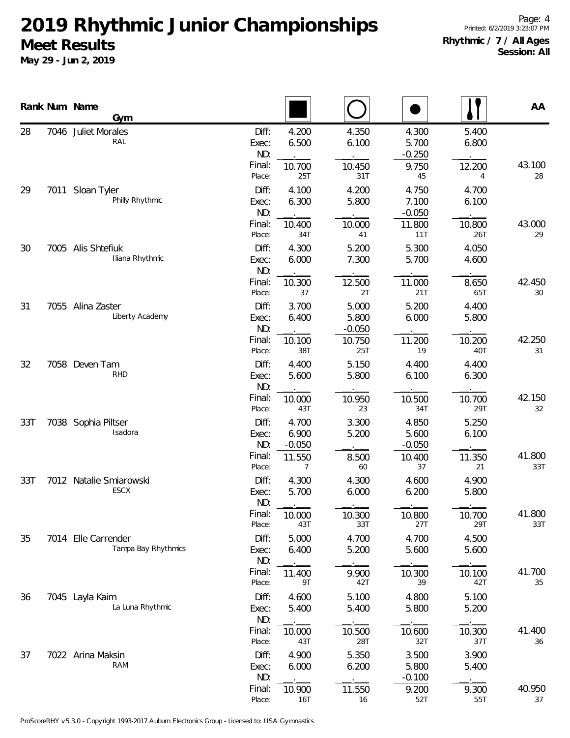# 2019 Rhythmic Junior Championships

## Meet Results

**May 29 - Jun 2, 2019**

**Rhythmic / 7 / All Ages**
**Session: All**

| Rank | Num | Name / Gym | | Rope | Hoop | Ball | Clubs | AA |
|---|---|---|---|---|---|---|---|---|
| 28 | 7046 | Juliet Morales | Diff: | 4.200 | 4.350 | 4.300 | 5.400 | |
| | | RAL | Exec: | 6.500 | 6.100 | 5.700 | 6.800 | |
| | | | ND: | | | -0.250 | | |
| | | | Final: | 10.700 | 10.450 | 9.750 | 12.200 | 43.100 |
| | | | Place: | 25T | 31T | 45 | 4 | 28 |
| 29 | 7011 | Sloan Tyler | Diff: | 4.100 | 4.200 | 4.750 | 4.700 | |
| | | Philly Rhythmic | Exec: | 6.300 | 5.800 | 7.100 | 6.100 | |
| | | | ND: | | | -0.050 | | |
| | | | Final: | 10.400 | 10.000 | 11.800 | 10.800 | 43.000 |
| | | | Place: | 34T | 41 | 11T | 26T | 29 |
| 30 | 7005 | Alis Shtefiuk | Diff: | 4.300 | 5.200 | 5.300 | 4.050 | |
| | | Iliana Rhythmic | Exec: | 6.000 | 7.300 | 5.700 | 4.600 | |
| | | | ND: | | | | | |
| | | | Final: | 10.300 | 12.500 | 11.000 | 8.650 | 42.450 |
| | | | Place: | 37 | 2T | 21T | 65T | 30 |
| 31 | 7055 | Alina Zaster | Diff: | 3.700 | 5.000 | 5.200 | 4.400 | |
| | | Liberty Academy | Exec: | 6.400 | 5.800 | 6.000 | 5.800 | |
| | | | ND: | | -0.050 | | | |
| | | | Final: | 10.100 | 10.750 | 11.200 | 10.200 | 42.250 |
| | | | Place: | 38T | 25T | 19 | 40T | 31 |
| 32 | 7058 | Deven Tam | Diff: | 4.400 | 5.150 | 4.400 | 4.400 | |
| | | RHD | Exec: | 5.600 | 5.800 | 6.100 | 6.300 | |
| | | | ND: | | | | | |
| | | | Final: | 10.000 | 10.950 | 10.500 | 10.700 | 42.150 |
| | | | Place: | 43T | 23 | 34T | 29T | 32 |
| 33T | 7038 | Sophia Piltser | Diff: | 4.700 | 3.300 | 4.850 | 5.250 | |
| | | Isadora | Exec: | 6.900 | 5.200 | 5.600 | 6.100 | |
| | | | ND: | -0.050 | | -0.050 | | |
| | | | Final: | 11.550 | 8.500 | 10.400 | 11.350 | 41.800 |
| | | | Place: | 7 | 60 | 37 | 21 | 33T |
| 33T | 7012 | Natalie Smiarowski | Diff: | 4.300 | 4.300 | 4.600 | 4.900 | |
| | | ESCX | Exec: | 5.700 | 6.000 | 6.200 | 5.800 | |
| | | | ND: | | | | | |
| | | | Final: | 10.000 | 10.300 | 10.800 | 10.700 | 41.800 |
| | | | Place: | 43T | 33T | 27T | 29T | 33T |
| 35 | 7014 | Elle Carrender | Diff: | 5.000 | 4.700 | 4.700 | 4.500 | |
| | | Tampa Bay Rhythmics | Exec: | 6.400 | 5.200 | 5.600 | 5.600 | |
| | | | ND: | | | | | |
| | | | Final: | 11.400 | 9.900 | 10.300 | 10.100 | 41.700 |
| | | | Place: | 9T | 42T | 39 | 42T | 35 |
| 36 | 7045 | Layla Kaim | Diff: | 4.600 | 5.100 | 4.800 | 5.100 | |
| | | La Luna Rhythmic | Exec: | 5.400 | 5.400 | 5.800 | 5.200 | |
| | | | ND: | | | | | |
| | | | Final: | 10.000 | 10.500 | 10.600 | 10.300 | 41.400 |
| | | | Place: | 43T | 28T | 32T | 37T | 36 |
| 37 | 7022 | Arina Maksin | Diff: | 4.900 | 5.350 | 3.500 | 3.900 | |
| | | RAM | Exec: | 6.000 | 6.200 | 5.800 | 5.400 | |
| | | | ND: | | | -0.100 | | |
| | | | Final: | 10.900 | 11.550 | 9.200 | 9.300 | 40.950 |
| | | | Place: | 16T | 16 | 52T | 55T | 37 |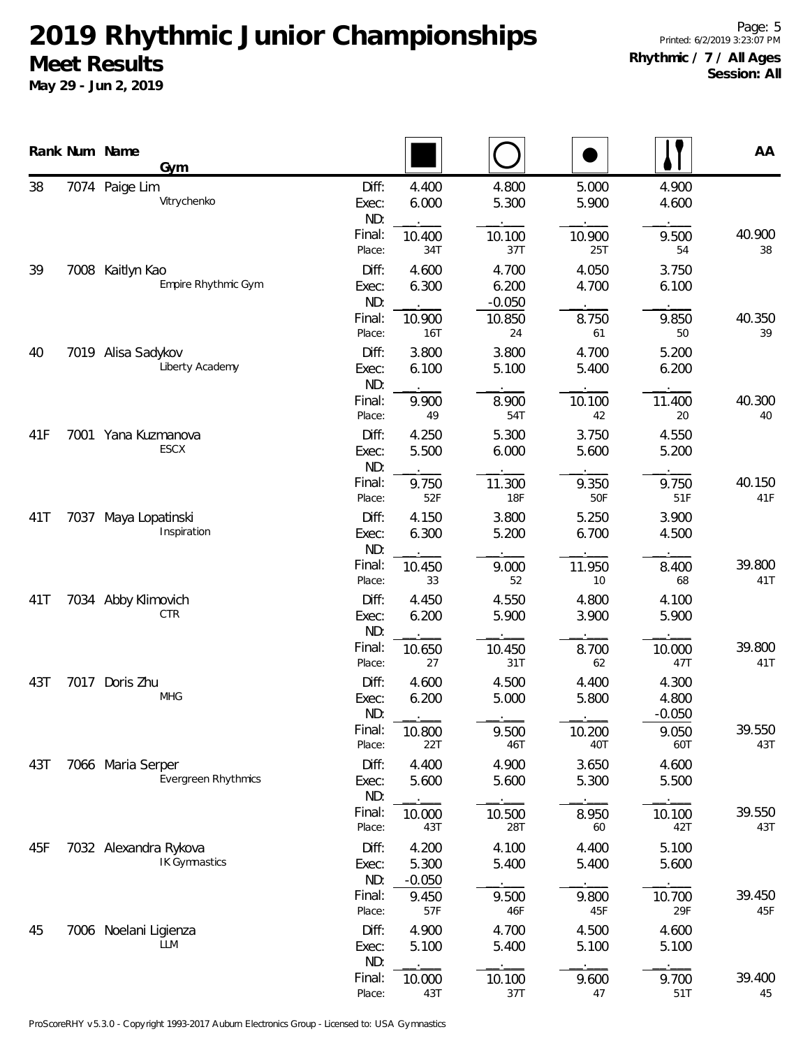# 2019 Rhythmic Junior Championships

## Meet Results

**May 29 - Jun 2, 2019**

**Rhythmic / 7 / All Ages**
**Session: All**

| Rank | Num | Name / Gym | | Rope | Hoop | Ball | Clubs | AA |
|---|---|---|---|---|---|---|---|---|
| 38 | 7074 | Paige Lim | Diff: | 4.400 | 4.800 | 5.000 | 4.900 | |
| | | Vitrychenko | Exec: | 6.000 | 5.300 | 5.900 | 4.600 | |
| | | | ND: | . | . | . | . | |
| | | | Final: | 10.400 | 10.100 | 10.900 | 9.500 | 40.900 |
| | | | Place: | 34T | 37T | 25T | 54 | 38 |
| 39 | 7008 | Kaitlyn Kao | Diff: | 4.600 | 4.700 | 4.050 | 3.750 | |
| | | Empire Rhythmic Gym | Exec: | 6.300 | 6.200 | 4.700 | 6.100 | |
| | | | ND: | . | -0.050 | . | . | |
| | | | Final: | 10.900 | 10.850 | 8.750 | 9.850 | 40.350 |
| | | | Place: | 16T | 24 | 61 | 50 | 39 |
| 40 | 7019 | Alisa Sadykov | Diff: | 3.800 | 3.800 | 4.700 | 5.200 | |
| | | Liberty Academy | Exec: | 6.100 | 5.100 | 5.400 | 6.200 | |
| | | | ND: | . | . | . | . | |
| | | | Final: | 9.900 | 8.900 | 10.100 | 11.400 | 40.300 |
| | | | Place: | 49 | 54T | 42 | 20 | 40 |
| 41F | 7001 | Yana Kuzmanova | Diff: | 4.250 | 5.300 | 3.750 | 4.550 | |
| | | ESCX | Exec: | 5.500 | 6.000 | 5.600 | 5.200 | |
| | | | ND: | . | . | . | . | |
| | | | Final: | 9.750 | 11.300 | 9.350 | 9.750 | 40.150 |
| | | | Place: | 52F | 18F | 50F | 51F | 41F |
| 41T | 7037 | Maya Lopatinski | Diff: | 4.150 | 3.800 | 5.250 | 3.900 | |
| | | Inspiration | Exec: | 6.300 | 5.200 | 6.700 | 4.500 | |
| | | | ND: | . | . | . | . | |
| | | | Final: | 10.450 | 9.000 | 11.950 | 8.400 | 39.800 |
| | | | Place: | 33 | 52 | 10 | 68 | 41T |
| 41T | 7034 | Abby Klimovich | Diff: | 4.450 | 4.550 | 4.800 | 4.100 | |
| | | CTR | Exec: | 6.200 | 5.900 | 3.900 | 5.900 | |
| | | | ND: | . | . | . | . | |
| | | | Final: | 10.650 | 10.450 | 8.700 | 10.000 | 39.800 |
| | | | Place: | 27 | 31T | 62 | 47T | 41T |
| 43T | 7017 | Doris Zhu | Diff: | 4.600 | 4.500 | 4.400 | 4.300 | |
| | | MHG | Exec: | 6.200 | 5.000 | 5.800 | 4.800 | |
| | | | ND: | . | . | . | -0.050 | |
| | | | Final: | 10.800 | 9.500 | 10.200 | 9.050 | 39.550 |
| | | | Place: | 22T | 46T | 40T | 60T | 43T |
| 43T | 7066 | Maria Serper | Diff: | 4.400 | 4.900 | 3.650 | 4.600 | |
| | | Evergreen Rhythmics | Exec: | 5.600 | 5.600 | 5.300 | 5.500 | |
| | | | ND: | . | . | . | . | |
| | | | Final: | 10.000 | 10.500 | 8.950 | 10.100 | 39.550 |
| | | | Place: | 43T | 28T | 60 | 42T | 43T |
| 45F | 7032 | Alexandra Rykova | Diff: | 4.200 | 4.100 | 4.400 | 5.100 | |
| | | IK Gymnastics | Exec: | 5.300 | 5.400 | 5.400 | 5.600 | |
| | | | ND: | -0.050 | . | . | . | |
| | | | Final: | 9.450 | 9.500 | 9.800 | 10.700 | 39.450 |
| | | | Place: | 57F | 46F | 45F | 29F | 45F |
| 45 | 7006 | Noelani Ligienza | Diff: | 4.900 | 4.700 | 4.500 | 4.600 | |
| | | LLM | Exec: | 5.100 | 5.400 | 5.100 | 5.100 | |
| | | | ND: | . | . | . | . | |
| | | | Final: | 10.000 | 10.100 | 9.600 | 9.700 | 39.400 |
| | | | Place: | 43T | 37T | 47 | 51T | 45 |

ProScoreRHY v5.3.0 - Copyright 1993-2017 Auburn Electronics Group - Licensed to: USA Gymnastics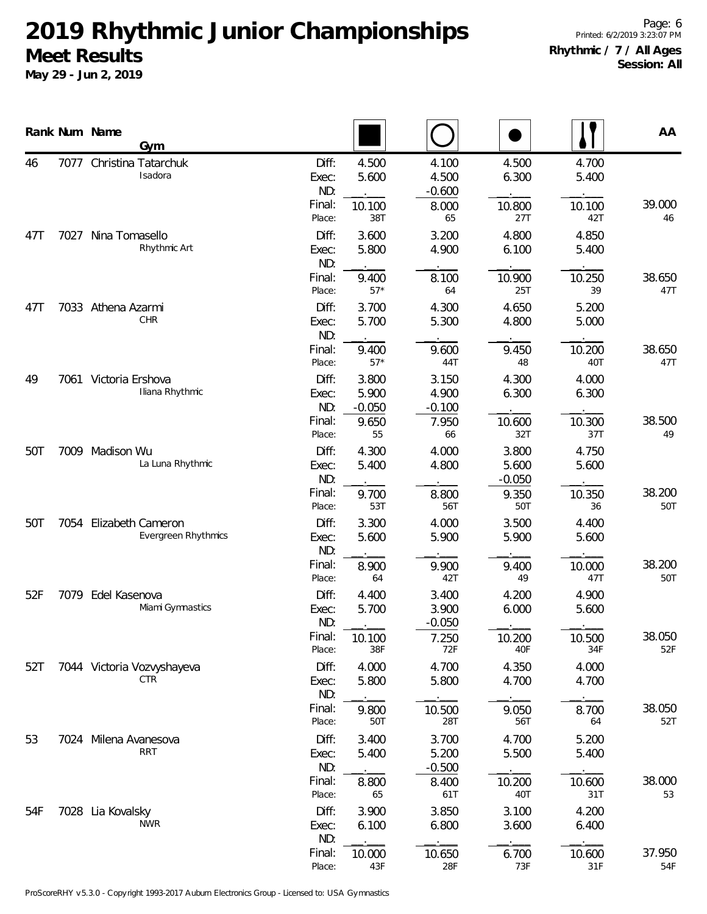# 2019 Rhythmic Junior Championships

## Meet Results

**May 29 - Jun 2, 2019**

**Rhythmic / 7 / All Ages**
**Session: All**

| Rank | Num | Name / Gym | | Rope | Hoop | Ball | Clubs | AA |
|---|---|---|---|---|---|---|---|---|
| 46 | 7077 | Christina Tatarchuk / Isadora | Diff: | 4.500 | 4.100 | 4.500 | 4.700 | |
| | | | Exec: | 5.600 | 4.500 | 6.300 | 5.400 | |
| | | | ND: | | -0.600 | | | |
| | | | Final: | 10.100 | 8.000 | 10.800 | 10.100 | 39.000 |
| | | | Place: | 38T | 65 | 27T | 42T | 46 |
| 47T | 7027 | Nina Tomasello / Rhythmic Art | Diff: | 3.600 | 3.200 | 4.800 | 4.850 | |
| | | | Exec: | 5.800 | 4.900 | 6.100 | 5.400 | |
| | | | ND: | | | | | |
| | | | Final: | 9.400 | 8.100 | 10.900 | 10.250 | 38.650 |
| | | | Place: | 57* | 64 | 25T | 39 | 47T |
| 47T | 7033 | Athena Azarmi / CHR | Diff: | 3.700 | 4.300 | 4.650 | 5.200 | |
| | | | Exec: | 5.700 | 5.300 | 4.800 | 5.000 | |
| | | | ND: | | | | | |
| | | | Final: | 9.400 | 9.600 | 9.450 | 10.200 | 38.650 |
| | | | Place: | 57* | 44T | 48 | 40T | 47T |
| 49 | 7061 | Victoria Ershova / Iliana Rhythmic | Diff: | 3.800 | 3.150 | 4.300 | 4.000 | |
| | | | Exec: | 5.900 | 4.900 | 6.300 | 6.300 | |
| | | | ND: | -0.050 | -0.100 | | | |
| | | | Final: | 9.650 | 7.950 | 10.600 | 10.300 | 38.500 |
| | | | Place: | 55 | 66 | 32T | 37T | 49 |
| 50T | 7009 | Madison Wu / La Luna Rhythmic | Diff: | 4.300 | 4.000 | 3.800 | 4.750 | |
| | | | Exec: | 5.400 | 4.800 | 5.600 | 5.600 | |
| | | | ND: | | | -0.050 | | |
| | | | Final: | 9.700 | 8.800 | 9.350 | 10.350 | 38.200 |
| | | | Place: | 53T | 56T | 50T | 36 | 50T |
| 50T | 7054 | Elizabeth Cameron / Evergreen Rhythmics | Diff: | 3.300 | 4.000 | 3.500 | 4.400 | |
| | | | Exec: | 5.600 | 5.900 | 5.900 | 5.600 | |
| | | | ND: | | | | | |
| | | | Final: | 8.900 | 9.900 | 9.400 | 10.000 | 38.200 |
| | | | Place: | 64 | 42T | 49 | 47T | 50T |
| 52F | 7079 | Edel Kasenova / Miami Gymnastics | Diff: | 4.400 | 3.400 | 4.200 | 4.900 | |
| | | | Exec: | 5.700 | 3.900 | 6.000 | 5.600 | |
| | | | ND: | | -0.050 | | | |
| | | | Final: | 10.100 | 7.250 | 10.200 | 10.500 | 38.050 |
| | | | Place: | 38F | 72F | 40F | 34F | 52F |
| 52T | 7044 | Victoria Vozvyshayeva / CTR | Diff: | 4.000 | 4.700 | 4.350 | 4.000 | |
| | | | Exec: | 5.800 | 5.800 | 4.700 | 4.700 | |
| | | | ND: | | | | | |
| | | | Final: | 9.800 | 10.500 | 9.050 | 8.700 | 38.050 |
| | | | Place: | 50T | 28T | 56T | 64 | 52T |
| 53 | 7024 | Milena Avanesova / RRT | Diff: | 3.400 | 3.700 | 4.700 | 5.200 | |
| | | | Exec: | 5.400 | 5.200 | 5.500 | 5.400 | |
| | | | ND: | | -0.500 | | | |
| | | | Final: | 8.800 | 8.400 | 10.200 | 10.600 | 38.000 |
| | | | Place: | 65 | 61T | 40T | 31T | 53 |
| 54F | 7028 | Lia Kovalsky / NWR | Diff: | 3.900 | 3.850 | 3.100 | 4.200 | |
| | | | Exec: | 6.100 | 6.800 | 3.600 | 6.400 | |
| | | | ND: | | | | | |
| | | | Final: | 10.000 | 10.650 | 6.700 | 10.600 | 37.950 |
| | | | Place: | 43F | 28F | 73F | 31F | 54F |

ProScoreRHY v5.3.0 - Copyright 1993-2017 Auburn Electronics Group - Licensed to: USA Gymnastics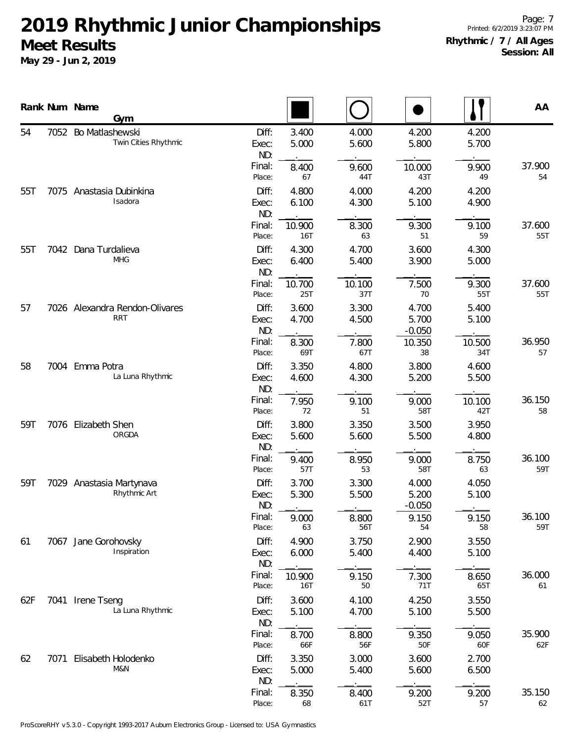# 2019 Rhythmic Junior Championships

## Meet Results

**May 29 - Jun 2, 2019**

**Rhythmic / 7 / All Ages**
**Session: All**

| Rank | Num | Name / Gym | | Rope | Hoop | Ball | Clubs | AA |
|---|---|---|---|---|---|---|---|---|
| 54 | 7052 | Bo Matlashewski | Diff: | 3.400 | 4.000 | 4.200 | 4.200 | |
| | | Twin Cities Rhythmic | Exec: | 5.000 | 5.600 | 5.800 | 5.700 | |
| | | | ND: | . | . | . | . | |
| | | | Final: | 8.400 | 9.600 | 10.000 | 9.900 | 37.900 |
| | | | Place: | 67 | 44T | 43T | 49 | 54 |
| 55T | 7075 | Anastasia Dubinkina | Diff: | 4.800 | 4.000 | 4.200 | 4.200 | |
| | | Isadora | Exec: | 6.100 | 4.300 | 5.100 | 4.900 | |
| | | | ND: | . | . | . | . | |
| | | | Final: | 10.900 | 8.300 | 9.300 | 9.100 | 37.600 |
| | | | Place: | 16T | 63 | 51 | 59 | 55T |
| 55T | 7042 | Dana Turdalieva | Diff: | 4.300 | 4.700 | 3.600 | 4.300 | |
| | | MHG | Exec: | 6.400 | 5.400 | 3.900 | 5.000 | |
| | | | ND: | . | . | . | . | |
| | | | Final: | 10.700 | 10.100 | 7.500 | 9.300 | 37.600 |
| | | | Place: | 25T | 37T | 70 | 55T | 55T |
| 57 | 7026 | Alexandra Rendon-Olivares | Diff: | 3.600 | 3.300 | 4.700 | 5.400 | |
| | | RRT | Exec: | 4.700 | 4.500 | 5.700 | 5.100 | |
| | | | ND: | . | . | -0.050 | . | |
| | | | Final: | 8.300 | 7.800 | 10.350 | 10.500 | 36.950 |
| | | | Place: | 69T | 67T | 38 | 34T | 57 |
| 58 | 7004 | Emma Potra | Diff: | 3.350 | 4.800 | 3.800 | 4.600 | |
| | | La Luna Rhythmic | Exec: | 4.600 | 4.300 | 5.200 | 5.500 | |
| | | | ND: | . | . | . | . | |
| | | | Final: | 7.950 | 9.100 | 9.000 | 10.100 | 36.150 |
| | | | Place: | 72 | 51 | 58T | 42T | 58 |
| 59T | 7076 | Elizabeth Shen | Diff: | 3.800 | 3.350 | 3.500 | 3.950 | |
| | | ORGDA | Exec: | 5.600 | 5.600 | 5.500 | 4.800 | |
| | | | ND: | . | . | . | . | |
| | | | Final: | 9.400 | 8.950 | 9.000 | 8.750 | 36.100 |
| | | | Place: | 57T | 53 | 58T | 63 | 59T |
| 59T | 7029 | Anastasia Martynava | Diff: | 3.700 | 3.300 | 4.000 | 4.050 | |
| | | Rhythmic Art | Exec: | 5.300 | 5.500 | 5.200 | 5.100 | |
| | | | ND: | . | . | -0.050 | . | |
| | | | Final: | 9.000 | 8.800 | 9.150 | 9.150 | 36.100 |
| | | | Place: | 63 | 56T | 54 | 58 | 59T |
| 61 | 7067 | Jane Gorohovsky | Diff: | 4.900 | 3.750 | 2.900 | 3.550 | |
| | | Inspiration | Exec: | 6.000 | 5.400 | 4.400 | 5.100 | |
| | | | ND: | . | . | . | . | |
| | | | Final: | 10.900 | 9.150 | 7.300 | 8.650 | 36.000 |
| | | | Place: | 16T | 50 | 71T | 65T | 61 |
| 62F | 7041 | Irene Tseng | Diff: | 3.600 | 4.100 | 4.250 | 3.550 | |
| | | La Luna Rhythmic | Exec: | 5.100 | 4.700 | 5.100 | 5.500 | |
| | | | ND: | . | . | . | . | |
| | | | Final: | 8.700 | 8.800 | 9.350 | 9.050 | 35.900 |
| | | | Place: | 66F | 56F | 50F | 60F | 62F |
| 62 | 7071 | Elisabeth Holodenko | Diff: | 3.350 | 3.000 | 3.600 | 2.700 | |
| | | M&N | Exec: | 5.000 | 5.400 | 5.600 | 6.500 | |
| | | | ND: | . | . | . | . | |
| | | | Final: | 8.350 | 8.400 | 9.200 | 9.200 | 35.150 |
| | | | Place: | 68 | 61T | 52T | 57 | 62 |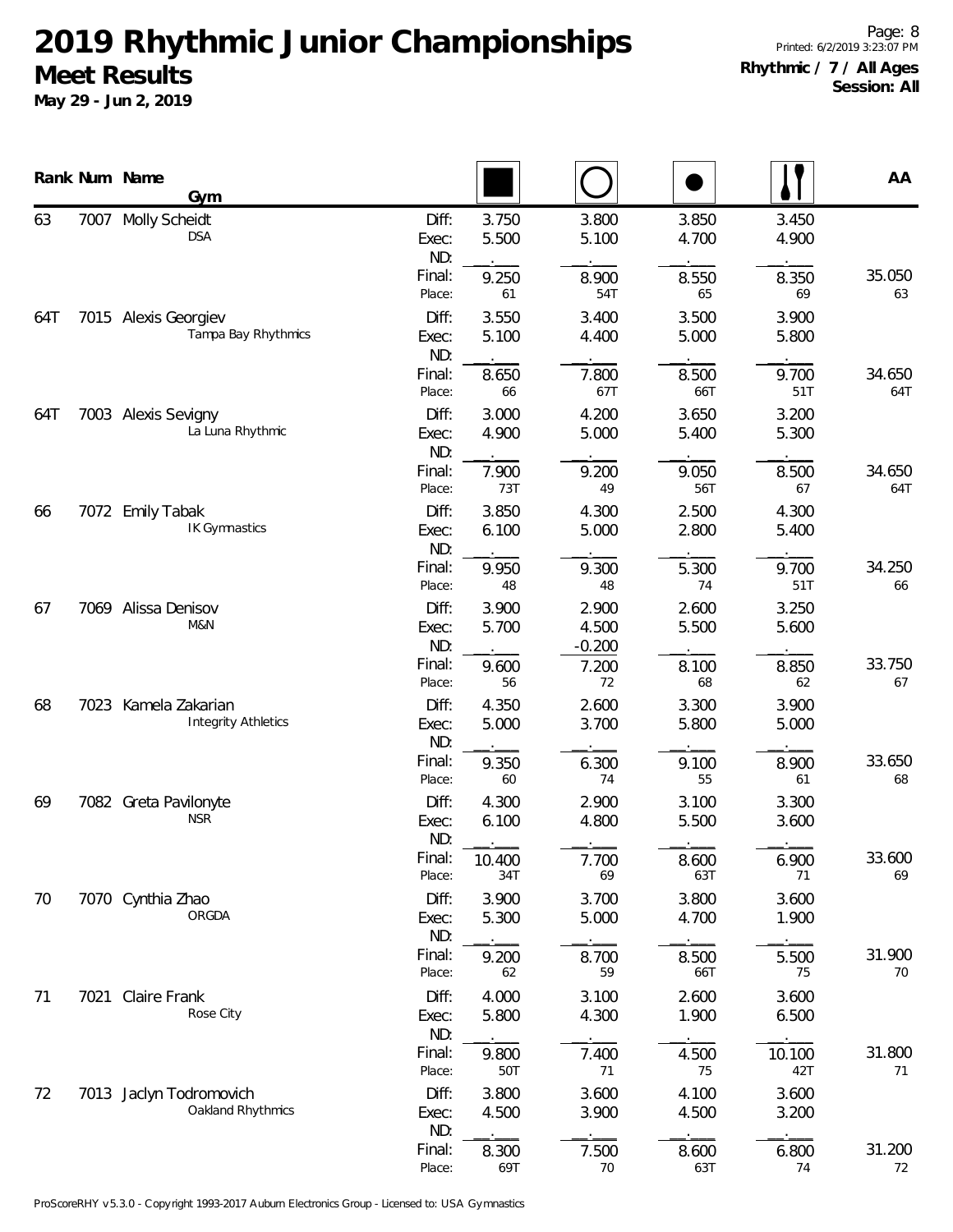# 2019 Rhythmic Junior Championships

## Meet Results

**May 29 - Jun 2, 2019**

**Rhythmic / 7 / All Ages**
**Session: All**

| Rank | Num | Name / Gym | | Rope | Hoop | Ball | Clubs | AA |
|---|---|---|---|---|---|---|---|---|
| 63 | 7007 | Molly Scheidt | Diff: | 3.750 | 3.800 | 3.850 | 3.450 | |
| | | DSA | Exec: | 5.500 | 5.100 | 4.700 | 4.900 | |
| | | | ND: | . | . | . | . | |
| | | | Final: | 9.250 | 8.900 | 8.550 | 8.350 | 35.050 |
| | | | Place: | 61 | 54T | 65 | 69 | 63 |
| 64T | 7015 | Alexis Georgiev | Diff: | 3.550 | 3.400 | 3.500 | 3.900 | |
| | | Tampa Bay Rhythmics | Exec: | 5.100 | 4.400 | 5.000 | 5.800 | |
| | | | ND: | . | . | . | . | |
| | | | Final: | 8.650 | 7.800 | 8.500 | 9.700 | 34.650 |
| | | | Place: | 66 | 67T | 66T | 51T | 64T |
| 64T | 7003 | Alexis Sevigny | Diff: | 3.000 | 4.200 | 3.650 | 3.200 | |
| | | La Luna Rhythmic | Exec: | 4.900 | 5.000 | 5.400 | 5.300 | |
| | | | ND: | . | . | . | . | |
| | | | Final: | 7.900 | 9.200 | 9.050 | 8.500 | 34.650 |
| | | | Place: | 73T | 49 | 56T | 67 | 64T |
| 66 | 7072 | Emily Tabak | Diff: | 3.850 | 4.300 | 2.500 | 4.300 | |
| | | IK Gymnastics | Exec: | 6.100 | 5.000 | 2.800 | 5.400 | |
| | | | ND: | . | . | . | . | |
| | | | Final: | 9.950 | 9.300 | 5.300 | 9.700 | 34.250 |
| | | | Place: | 48 | 48 | 74 | 51T | 66 |
| 67 | 7069 | Alissa Denisov | Diff: | 3.900 | 2.900 | 2.600 | 3.250 | |
| | | M&N | Exec: | 5.700 | 4.500 | 5.500 | 5.600 | |
| | | | ND: | . | -0.200 | . | . | |
| | | | Final: | 9.600 | 7.200 | 8.100 | 8.850 | 33.750 |
| | | | Place: | 56 | 72 | 68 | 62 | 67 |
| 68 | 7023 | Kamela Zakarian | Diff: | 4.350 | 2.600 | 3.300 | 3.900 | |
| | | Integrity Athletics | Exec: | 5.000 | 3.700 | 5.800 | 5.000 | |
| | | | ND: | . | . | . | . | |
| | | | Final: | 9.350 | 6.300 | 9.100 | 8.900 | 33.650 |
| | | | Place: | 60 | 74 | 55 | 61 | 68 |
| 69 | 7082 | Greta Pavilonyte | Diff: | 4.300 | 2.900 | 3.100 | 3.300 | |
| | | NSR | Exec: | 6.100 | 4.800 | 5.500 | 3.600 | |
| | | | ND: | . | . | . | . | |
| | | | Final: | 10.400 | 7.700 | 8.600 | 6.900 | 33.600 |
| | | | Place: | 34T | 69 | 63T | 71 | 69 |
| 70 | 7070 | Cynthia Zhao | Diff: | 3.900 | 3.700 | 3.800 | 3.600 | |
| | | ORGDA | Exec: | 5.300 | 5.000 | 4.700 | 1.900 | |
| | | | ND: | . | . | . | . | |
| | | | Final: | 9.200 | 8.700 | 8.500 | 5.500 | 31.900 |
| | | | Place: | 62 | 59 | 66T | 75 | 70 |
| 71 | 7021 | Claire Frank | Diff: | 4.000 | 3.100 | 2.600 | 3.600 | |
| | | Rose City | Exec: | 5.800 | 4.300 | 1.900 | 6.500 | |
| | | | ND: | . | . | . | . | |
| | | | Final: | 9.800 | 7.400 | 4.500 | 10.100 | 31.800 |
| | | | Place: | 50T | 71 | 75 | 42T | 71 |
| 72 | 7013 | Jaclyn Todromovich | Diff: | 3.800 | 3.600 | 4.100 | 3.600 | |
| | | Oakland Rhythmics | Exec: | 4.500 | 3.900 | 4.500 | 3.200 | |
| | | | ND: | . | . | . | . | |
| | | | Final: | 8.300 | 7.500 | 8.600 | 6.800 | 31.200 |
| | | | Place: | 69T | 70 | 63T | 74 | 72 |

ProScoreRHY v5.3.0 - Copyright 1993-2017 Auburn Electronics Group - Licensed to: USA Gymnastics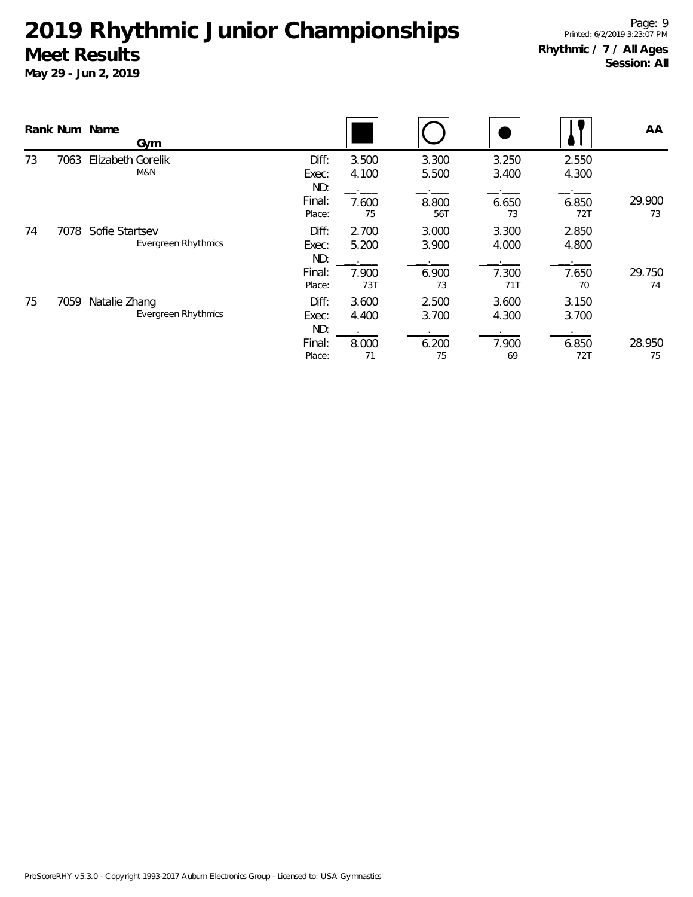# 2019 Rhythmic Junior Championships

## Meet Results

**May 29 - Jun 2, 2019**

**Rhythmic / 7 / All Ages**
**Session: All**

| Rank | Num | Name / Gym | | Rope | Hoop | Ball | Clubs | AA |
|---|---|---|---|---|---|---|---|---|
| 73 | 7063 | Elizabeth Gorelik | Diff: | 3.500 | 3.300 | 3.250 | 2.550 | |
| | | M&N | Exec: | 4.100 | 5.500 | 3.400 | 4.300 | |
| | | | ND: | . | . | . | . | |
| | | | Final: | 7.600 | 8.800 | 6.650 | 6.850 | 29.900 |
| | | | Place: | 75 | 56T | 73 | 72T | 73 |
| 74 | 7078 | Sofie Startsev | Diff: | 2.700 | 3.000 | 3.300 | 2.850 | |
| | | Evergreen Rhythmics | Exec: | 5.200 | 3.900 | 4.000 | 4.800 | |
| | | | ND: | . | . | . | . | |
| | | | Final: | 7.900 | 6.900 | 7.300 | 7.650 | 29.750 |
| | | | Place: | 73T | 73 | 71T | 70 | 74 |
| 75 | 7059 | Natalie Zhang | Diff: | 3.600 | 2.500 | 3.600 | 3.150 | |
| | | Evergreen Rhythmics | Exec: | 4.400 | 3.700 | 4.300 | 3.700 | |
| | | | ND: | . | . | . | . | |
| | | | Final: | 8.000 | 6.200 | 7.900 | 6.850 | 28.950 |
| | | | Place: | 71 | 75 | 69 | 72T | 75 |

ProScoreRHY v5.3.0 - Copyright 1993-2017 Auburn Electronics Group - Licensed to: USA Gymnastics